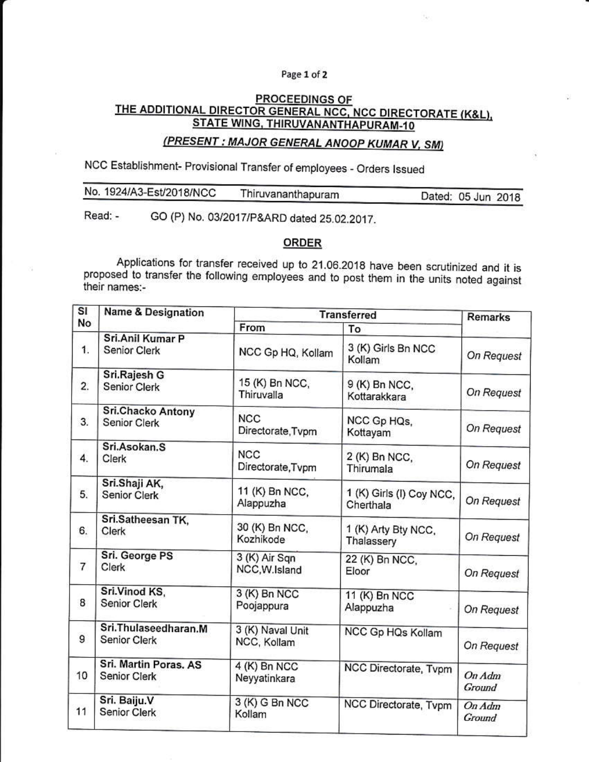## PROCEEDINGS OF
## THE ADDITIONAL DIRECTOR GENERAL NCC, NCC DIRECTORATE (K&L), STATE WING, THIRUVANANTHAPURAM-10

### *(PRESENT : MAJOR GENERAL ANOOP KUMAR V, SM)*

NCC Establishment- Provisional Transfer of employees - Orders Issued

No. 1924/A3-Est/2018/NCC    Thiruvananthapuram    Dated: 05 Jun 2018

Read: -    GO (P) No. 03/2017/P&ARD dated 25.02.2017.

## ORDER

Applications for transfer received up to 21.06.2018 have been scrutinized and it is proposed to transfer the following employees and to post them in the units noted against their names:-

| Sl No | Name & Designation | Transferred | | Remarks |
|---|---|---|---|---|
| | | From | To | |
| 1. | Sri.Anil Kumar P Senior Clerk | NCC Gp HQ, Kollam | 3 (K) Girls Bn NCC Kollam | *On Request* |
| 2. | Sri.Rajesh G Senior Clerk | 15 (K) Bn NCC, Thiruvalla | 9 (K) Bn NCC, Kottarakkara | *On Request* |
| 3. | Sri.Chacko Antony Senior Clerk | NCC Directorate,Tvpm | NCC Gp HQs, Kottayam | *On Request* |
| 4. | Sri.Asokan.S Clerk | NCC Directorate,Tvpm | 2 (K) Bn NCC, Thirumala | *On Request* |
| 5. | Sri.Shaji AK, Senior Clerk | 11 (K) Bn NCC, Alappuzha | 1 (K) Girls (I) Coy NCC, Cherthala | *On Request* |
| 6. | Sri.Satheesan TK, Clerk | 30 (K) Bn NCC, Kozhikode | 1 (K) Arty Bty NCC, Thalassery | *On Request* |
| 7 | Sri. George PS Clerk | 3 (K) Air Sqn NCC,W.Island | 22 (K) Bn NCC, Eloor | *On Request* |
| 8 | Sri.Vinod KS, Senior Clerk | 3 (K) Bn NCC Poojappura | 11 (K) Bn NCC Alappuzha | *On Request* |
| 9 | Sri.Thulaseedharan.M Senior Clerk | 3 (K) Naval Unit NCC, Kollam | NCC Gp HQs Kollam | *On Request* |
| 10 | Sri. Martin Poras. AS Senior Clerk | 4 (K) Bn NCC Neyyatinkara | NCC Directorate, Tvpm | *On Adm Ground* |
| 11 | Sri. Baiju.V Senior Clerk | 3 (K) G Bn NCC Kollam | NCC Directorate, Tvpm | *On Adm Ground* |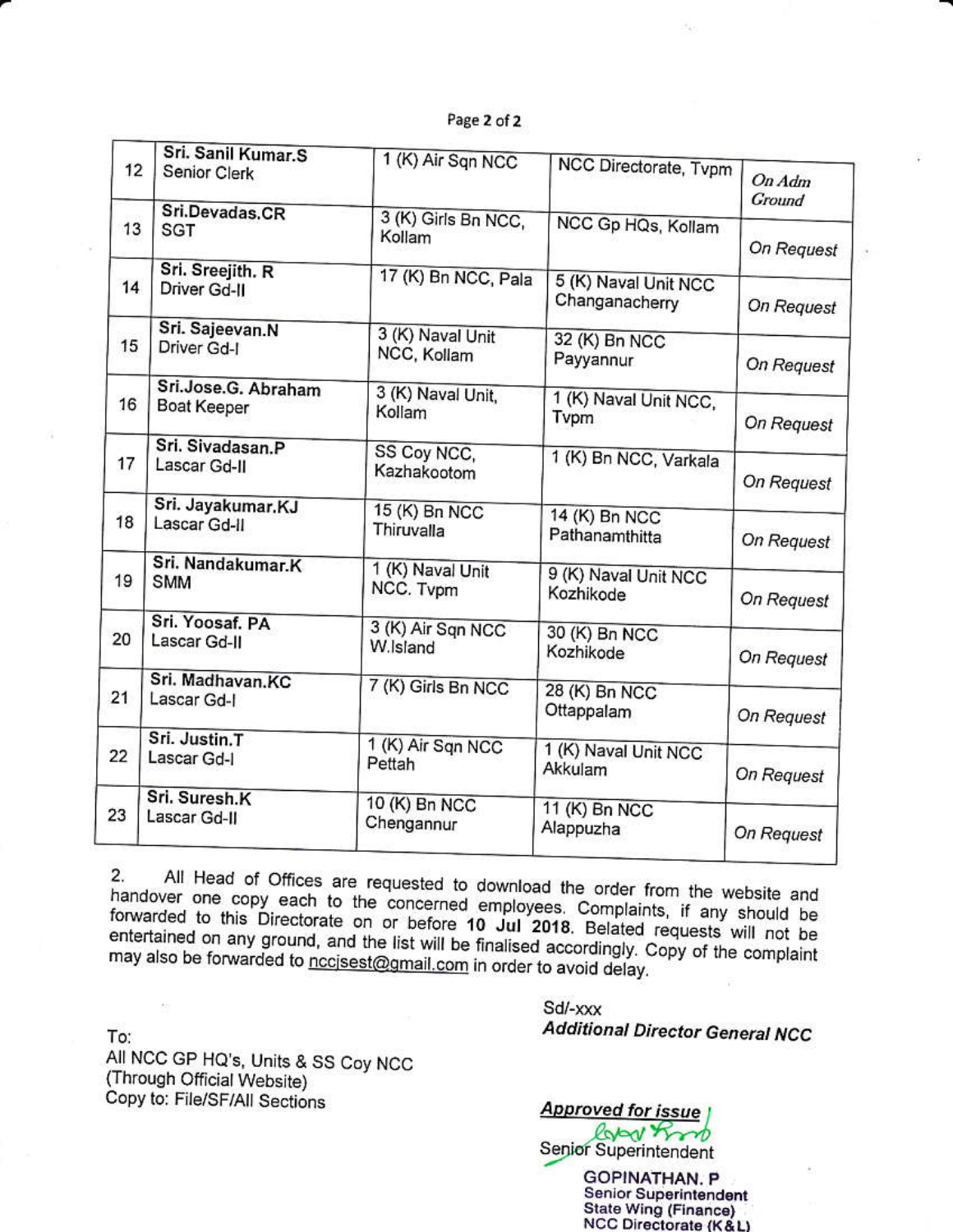| | | | | |
|---|---|---|---|---|
| 12 | Sri. Sanil Kumar.S<br>Senior Clerk | 1 (K) Air Sqn NCC | NCC Directorate, Tvpm | *On Adm Ground* |
| 13 | Sri.Devadas.CR<br>SGT | 3 (K) Girls Bn NCC, Kollam | NCC Gp HQs, Kollam | On Request |
| 14 | Sri. Sreejith. R<br>Driver Gd-II | 17 (K) Bn NCC, Pala | 5 (K) Naval Unit NCC Changanacherry | On Request |
| 15 | Sri. Sajeevan.N<br>Driver Gd-I | 3 (K) Naval Unit NCC, Kollam | 32 (K) Bn NCC Payyannur | On Request |
| 16 | Sri.Jose.G. Abraham<br>Boat Keeper | 3 (K) Naval Unit, Kollam | 1 (K) Naval Unit NCC, Tvpm | On Request |
| 17 | Sri. Sivadasan.P<br>Lascar Gd-II | SS Coy NCC, Kazhakootom | 1 (K) Bn NCC, Varkala | On Request |
| 18 | Sri. Jayakumar.KJ<br>Lascar Gd-II | 15 (K) Bn NCC Thiruvalla | 14 (K) Bn NCC Pathanamthitta | On Request |
| 19 | Sri. Nandakumar.K<br>SMM | 1 (K) Naval Unit NCC. Tvpm | 9 (K) Naval Unit NCC Kozhikode | On Request |
| 20 | Sri. Yoosaf. PA<br>Lascar Gd-II | 3 (K) Air Sqn NCC W.Island | 30 (K) Bn NCC Kozhikode | On Request |
| 21 | Sri. Madhavan.KC<br>Lascar Gd-I | 7 (K) Girls Bn NCC | 28 (K) Bn NCC Ottappalam | On Request |
| 22 | Sri. Justin.T<br>Lascar Gd-I | 1 (K) Air Sqn NCC Pettah | 1 (K) Naval Unit NCC Akkulam | On Request |
| 23 | Sri. Suresh.K<br>Lascar Gd-II | 10 (K) Bn NCC Chengannur | 11 (K) Bn NCC Alappuzha | On Request |

2. All Head of Offices are requested to download the order from the website and handover one copy each to the concerned employees. Complaints, if any should be forwarded to this Directorate on or before **10 Jul 2018**. Belated requests will not be entertained on any ground, and the list will be finalised accordingly. Copy of the complaint may also be forwarded to nccjsest@gmail.com in order to avoid delay.

Sd/-xxx
***Additional Director General NCC***

To:
All NCC GP HQ's, Units & SS Coy NCC
(Through Official Website)
Copy to: File/SF/All Sections

**Approved for issue**
Senior Superintendent

**GOPINATHAN. P**
**Senior Superintendent**
**State Wing (Finance)**
**NCC Directorate (K&L)**